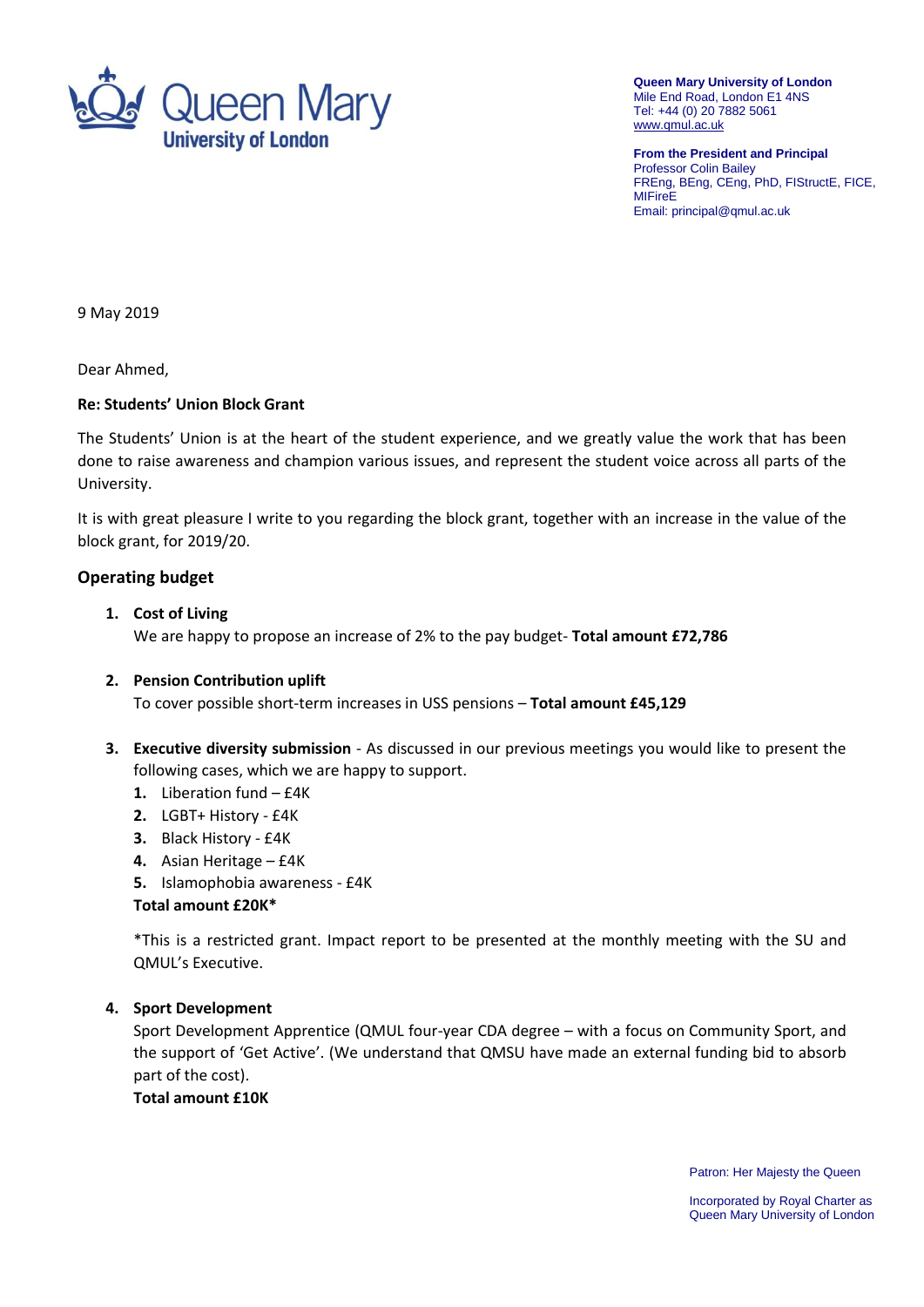**Queen Mary University of London**
Mile End Road, London E1 4NS
Tel: +44 (0) 20 7882 5061
www.qmul.ac.uk

**From the President and Principal**
Professor Colin Bailey
FREng, BEng, CEng, PhD, FIStructE, FICE, MIFireE
Email: principal@qmul.ac.uk

9 May 2019

Dear Ahmed,

**Re: Students' Union Block Grant**

The Students' Union is at the heart of the student experience, and we greatly value the work that has been done to raise awareness and champion various issues, and represent the student voice across all parts of the University.

It is with great pleasure I write to you regarding the block grant, together with an increase in the value of the block grant, for 2019/20.

## Operating budget

1. **Cost of Living**
   We are happy to propose an increase of 2% to the pay budget- **Total amount £72,786**

2. **Pension Contribution uplift**
   To cover possible short-term increases in USS pensions – **Total amount £45,129**

3. **Executive diversity submission** - As discussed in our previous meetings you would like to present the following cases, which we are happy to support.
   1. Liberation fund – £4K
   2. LGBT+ History - £4K
   3. Black History - £4K
   4. Asian Heritage – £4K
   5. Islamophobia awareness - £4K

   **Total amount £20K***

   *This is a restricted grant. Impact report to be presented at the monthly meeting with the SU and QMUL's Executive.

4. **Sport Development**
   Sport Development Apprentice (QMUL four-year CDA degree – with a focus on Community Sport, and the support of 'Get Active'. (We understand that QMSU have made an external funding bid to absorb part of the cost).
   **Total amount £10K**

Patron: Her Majesty the Queen

Incorporated by Royal Charter as Queen Mary University of London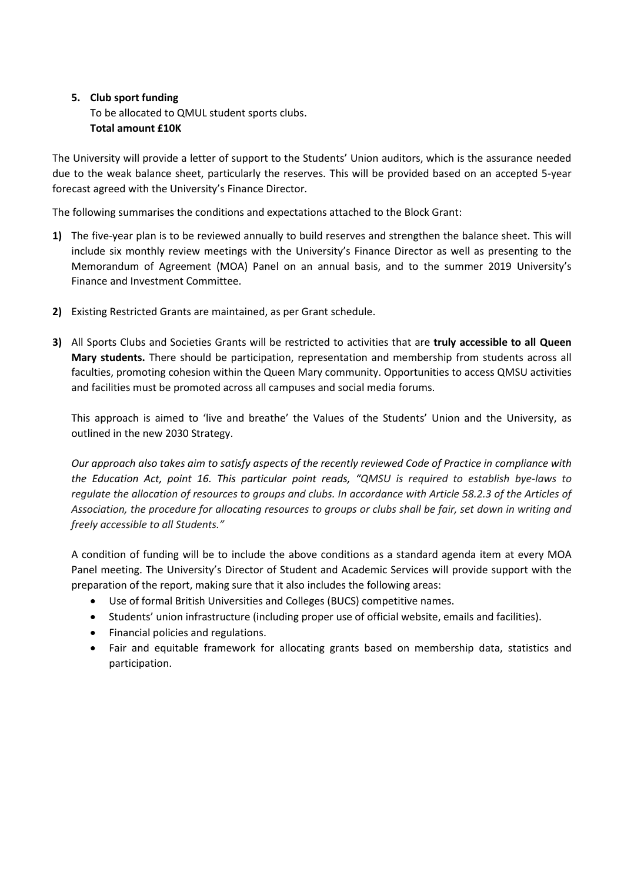5. **Club sport funding**
   To be allocated to QMUL student sports clubs.
   **Total amount £10K**

The University will provide a letter of support to the Students' Union auditors, which is the assurance needed due to the weak balance sheet, particularly the reserves. This will be provided based on an accepted 5-year forecast agreed with the University's Finance Director.

The following summarises the conditions and expectations attached to the Block Grant:

**1)** The five-year plan is to be reviewed annually to build reserves and strengthen the balance sheet. This will include six monthly review meetings with the University's Finance Director as well as presenting to the Memorandum of Agreement (MOA) Panel on an annual basis, and to the summer 2019 University's Finance and Investment Committee.

**2)** Existing Restricted Grants are maintained, as per Grant schedule.

**3)** All Sports Clubs and Societies Grants will be restricted to activities that are **truly accessible to all Queen Mary students.** There should be participation, representation and membership from students across all faculties, promoting cohesion within the Queen Mary community. Opportunities to access QMSU activities and facilities must be promoted across all campuses and social media forums.

   This approach is aimed to 'live and breathe' the Values of the Students' Union and the University, as outlined in the new 2030 Strategy.

   *Our approach also takes aim to satisfy aspects of the recently reviewed Code of Practice in compliance with the Education Act, point 16. This particular point reads, "QMSU is required to establish bye-laws to regulate the allocation of resources to groups and clubs. In accordance with Article 58.2.3 of the Articles of Association, the procedure for allocating resources to groups or clubs shall be fair, set down in writing and freely accessible to all Students."*

   A condition of funding will be to include the above conditions as a standard agenda item at every MOA Panel meeting. The University's Director of Student and Academic Services will provide support with the preparation of the report, making sure that it also includes the following areas:

   - Use of formal British Universities and Colleges (BUCS) competitive names.
   - Students' union infrastructure (including proper use of official website, emails and facilities).
   - Financial policies and regulations.
   - Fair and equitable framework for allocating grants based on membership data, statistics and participation.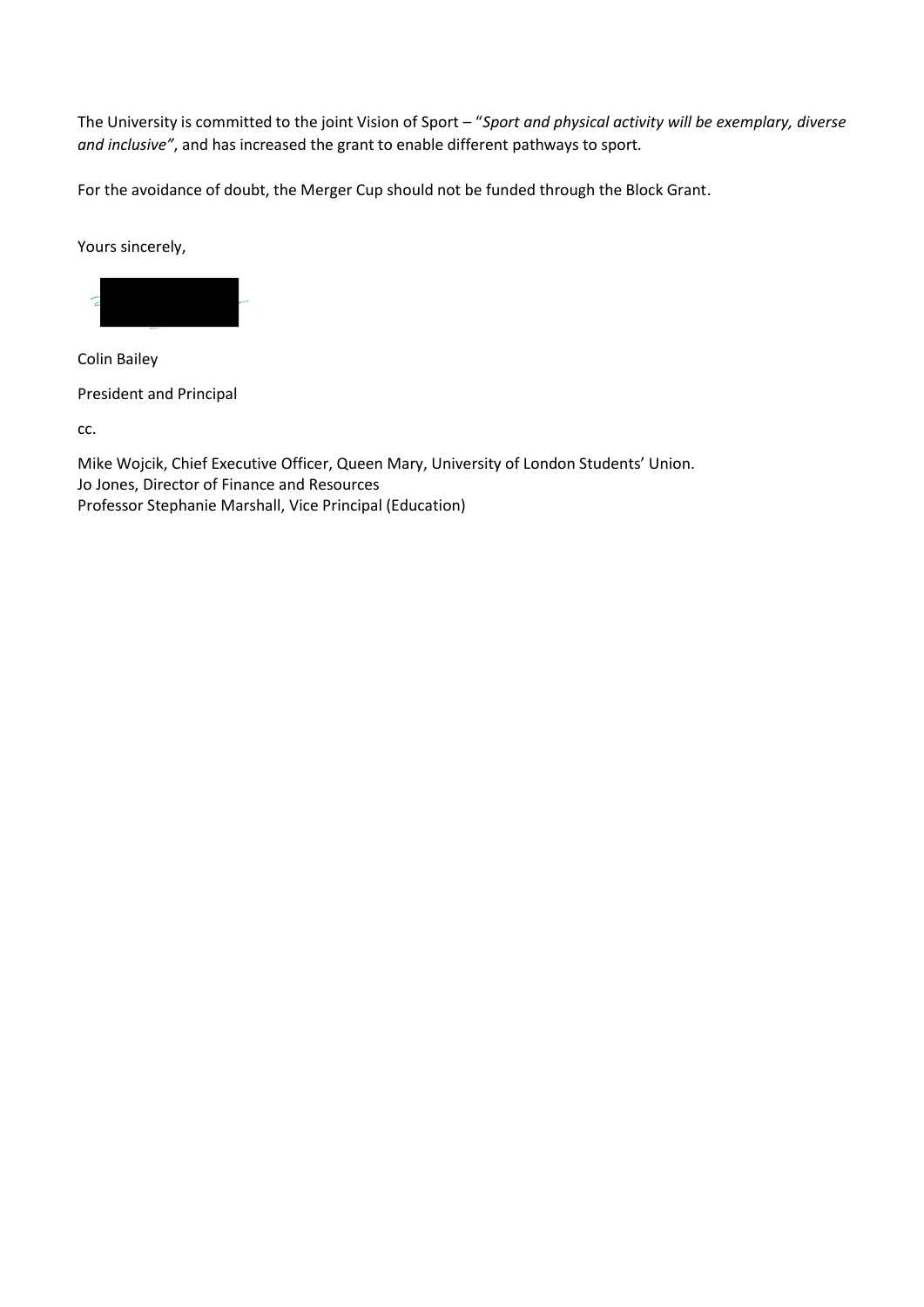The University is committed to the joint Vision of Sport – "*Sport and physical activity will be exemplary, diverse and inclusive"*, and has increased the grant to enable different pathways to sport.

For the avoidance of doubt, the Merger Cup should not be funded through the Block Grant.

Yours sincerely,

Colin Bailey

President and Principal

cc.

Mike Wojcik, Chief Executive Officer, Queen Mary, University of London Students' Union.
Jo Jones, Director of Finance and Resources
Professor Stephanie Marshall, Vice Principal (Education)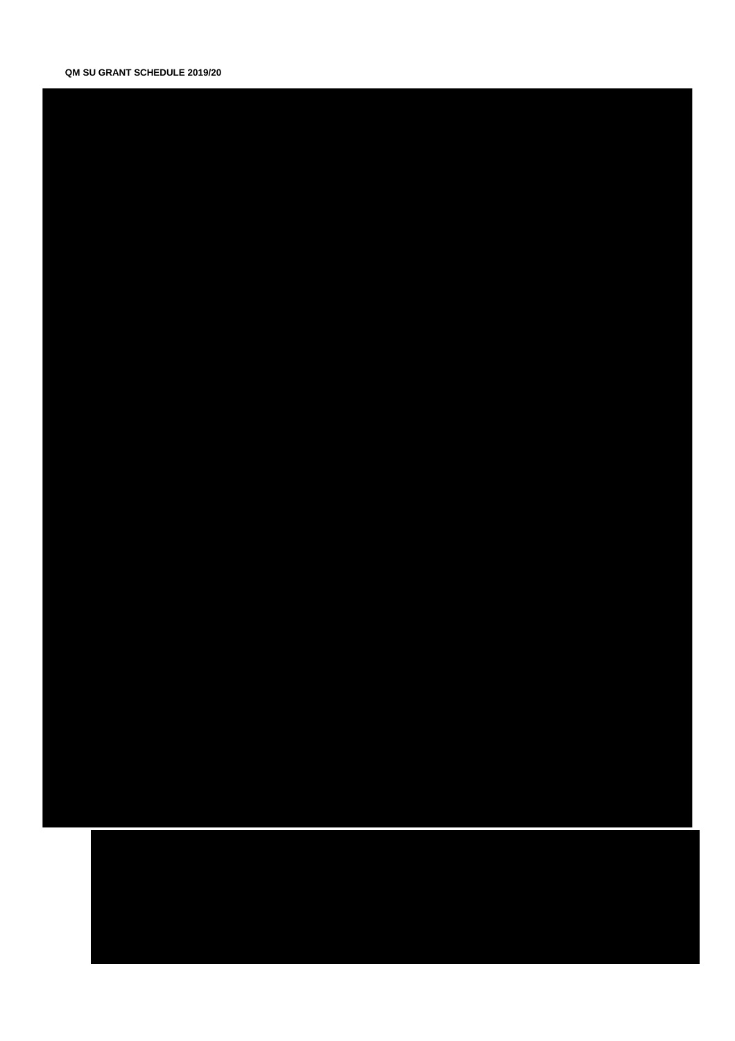**QM SU GRANT SCHEDULE 2019/20**